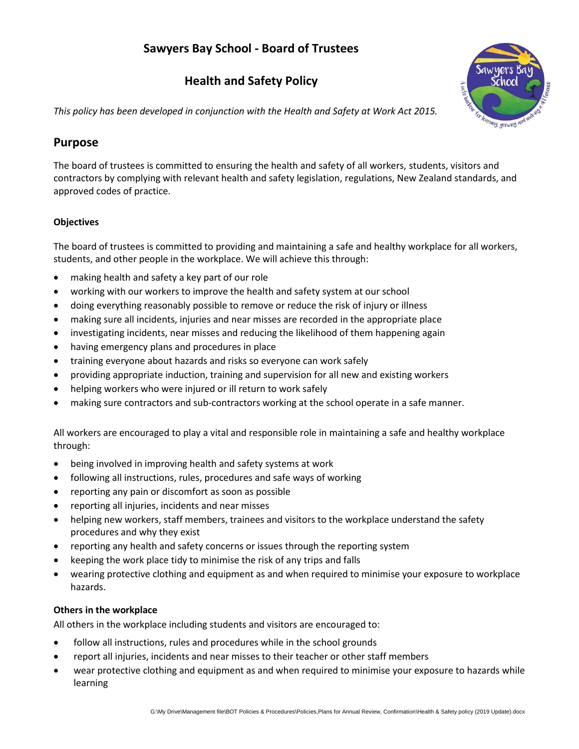# Sawyers Bay School - Board of Trustees

## Health and Safety Policy

*This policy has been developed in conjunction with the Health and Safety at Work Act 2015.*

## Purpose

The board of trustees is committed to ensuring the health and safety of all workers, students, visitors and contractors by complying with relevant health and safety legislation, regulations, New Zealand standards, and approved codes of practice.

### Objectives

The board of trustees is committed to providing and maintaining a safe and healthy workplace for all workers, students, and other people in the workplace. We will achieve this through:

- making health and safety a key part of our role
- working with our workers to improve the health and safety system at our school
- doing everything reasonably possible to remove or reduce the risk of injury or illness
- making sure all incidents, injuries and near misses are recorded in the appropriate place
- investigating incidents, near misses and reducing the likelihood of them happening again
- having emergency plans and procedures in place
- training everyone about hazards and risks so everyone can work safely
- providing appropriate induction, training and supervision for all new and existing workers
- helping workers who were injured or ill return to work safely
- making sure contractors and sub-contractors working at the school operate in a safe manner.

All workers are encouraged to play a vital and responsible role in maintaining a safe and healthy workplace through:

- being involved in improving health and safety systems at work
- following all instructions, rules, procedures and safe ways of working
- reporting any pain or discomfort as soon as possible
- reporting all injuries, incidents and near misses
- helping new workers, staff members, trainees and visitors to the workplace understand the safety procedures and why they exist
- reporting any health and safety concerns or issues through the reporting system
- keeping the work place tidy to minimise the risk of any trips and falls
- wearing protective clothing and equipment as and when required to minimise your exposure to workplace hazards.

### Others in the workplace

All others in the workplace including students and visitors are encouraged to:

- follow all instructions, rules and procedures while in the school grounds
- report all injuries, incidents and near misses to their teacher or other staff members
- wear protective clothing and equipment as and when required to minimise your exposure to hazards while learning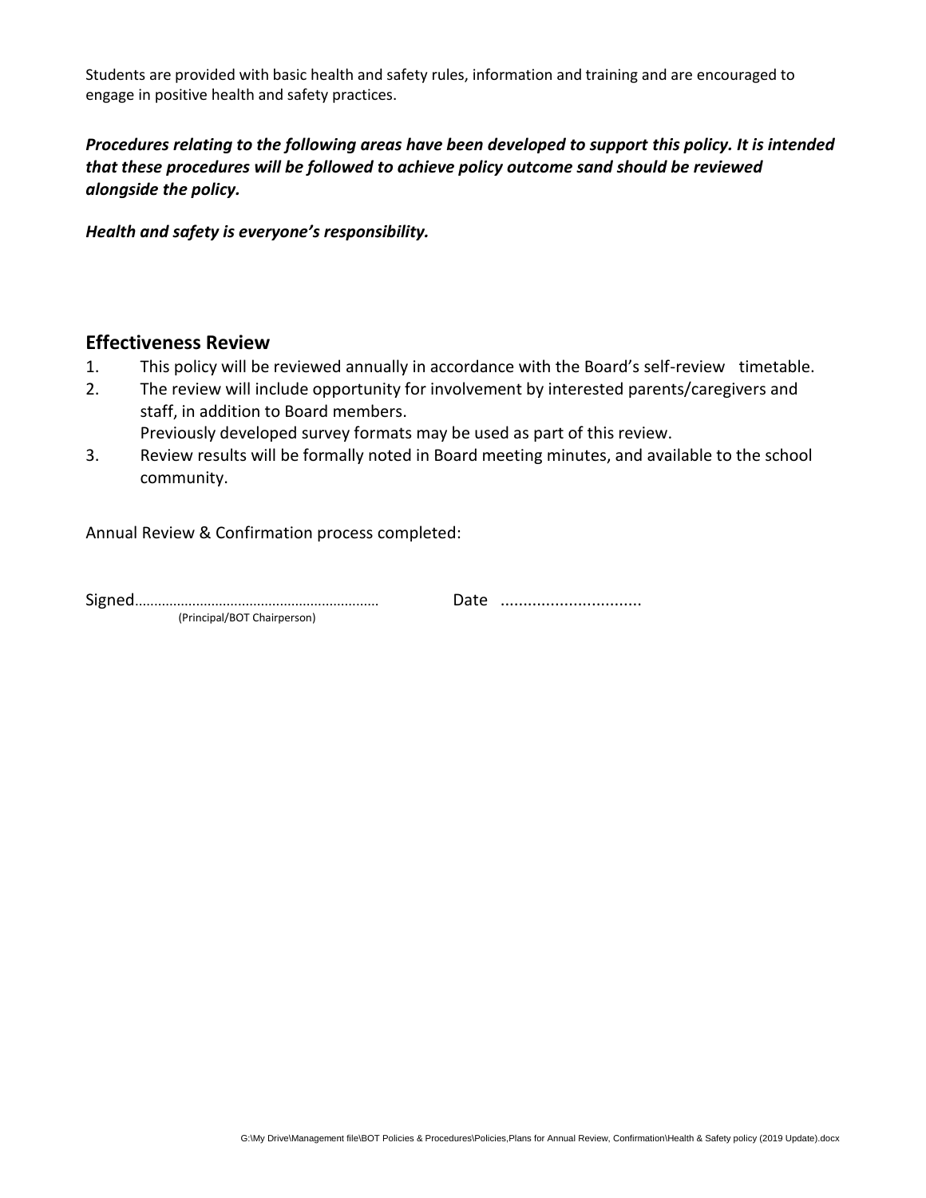Students are provided with basic health and safety rules, information and training and are encouraged to engage in positive health and safety practices.

***Procedures relating to the following areas have been developed to support this policy. It is intended that these procedures will be followed to achieve policy outcome sand should be reviewed alongside the policy.***

***Health and safety is everyone's responsibility.***

## Effectiveness Review

1. This policy will be reviewed annually in accordance with the Board's self-review timetable.
2. The review will include opportunity for involvement by interested parents/caregivers and staff, in addition to Board members.
   Previously developed survey formats may be used as part of this review.
3. Review results will be formally noted in Board meeting minutes, and available to the school community.

Annual Review & Confirmation process completed:

Signed............................................................... Date ...............................
(Principal/BOT Chairperson)

G:\My Drive\Management file\BOT Policies & Procedures\Policies,Plans for Annual Review, Confirmation\Health & Safety policy (2019 Update).docx